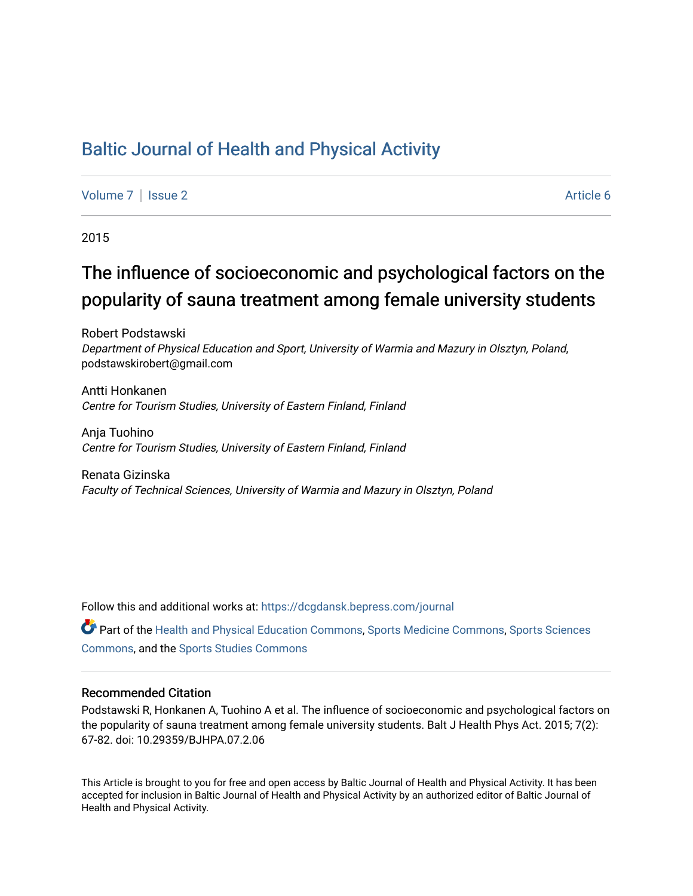# Baltic Journal of Health and Physical Activity

Volume 7 | Issue 2 Article 6

2015

## The influence of socioeconomic and psychological factors on the popularity of sauna treatment among female university students

Robert Podstawski
*Department of Physical Education and Sport, University of Warmia and Mazury in Olsztyn, Poland*, podstawskirobert@gmail.com

Antti Honkanen
*Centre for Tourism Studies, University of Eastern Finland, Finland*

Anja Tuohino
*Centre for Tourism Studies, University of Eastern Finland, Finland*

Renata Gizinska
*Faculty of Technical Sciences, University of Warmia and Mazury in Olsztyn, Poland*

Follow this and additional works at: https://dcgdansk.bepress.com/journal

Part of the Health and Physical Education Commons, Sports Medicine Commons, Sports Sciences Commons, and the Sports Studies Commons

### Recommended Citation

Podstawski R, Honkanen A, Tuohino A et al. The influence of socioeconomic and psychological factors on the popularity of sauna treatment among female university students. Balt J Health Phys Act. 2015; 7(2): 67-82. doi: 10.29359/BJHPA.07.2.06

This Article is brought to you for free and open access by Baltic Journal of Health and Physical Activity. It has been accepted for inclusion in Baltic Journal of Health and Physical Activity by an authorized editor of Baltic Journal of Health and Physical Activity.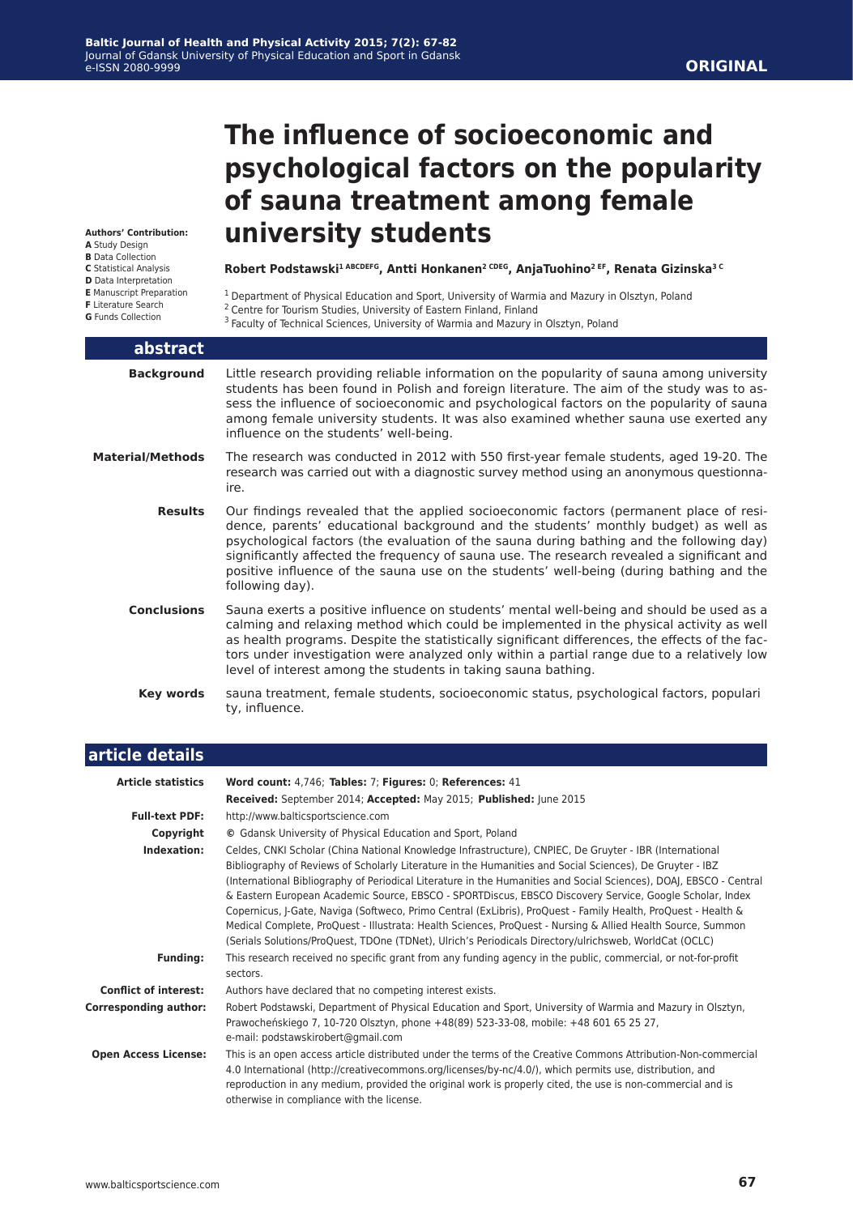ORIGINAL

# The influence of socioeconomic and psychological factors on the popularity of sauna treatment among female university students

**Authors' Contribution:**
**A** Study Design
**B** Data Collection
**C** Statistical Analysis
**D** Data Interpretation
**E** Manuscript Preparation
**F** Literature Search
**G** Funds Collection

**Robert Podstawski[1 ABCDEFG], Antti Honkanen[2 CDEG], AnjaTuohino[2 EF], Renata Gizinska[3 C]**

[1] Department of Physical Education and Sport, University of Warmia and Mazury in Olsztyn, Poland
[2] Centre for Tourism Studies, University of Eastern Finland, Finland
[3] Faculty of Technical Sciences, University of Warmia and Mazury in Olsztyn, Poland

## abstract

**Background** Little research providing reliable information on the popularity of sauna among university students has been found in Polish and foreign literature. The aim of the study was to assess the influence of socioeconomic and psychological factors on the popularity of sauna among female university students. It was also examined whether sauna use exerted any influence on the students' well-being.

**Material/Methods** The research was conducted in 2012 with 550 first-year female students, aged 19-20. The research was carried out with a diagnostic survey method using an anonymous questionnaire.

**Results** Our findings revealed that the applied socioeconomic factors (permanent place of residence, parents' educational background and the students' monthly budget) as well as psychological factors (the evaluation of the sauna during bathing and the following day) significantly affected the frequency of sauna use. The research revealed a significant and positive influence of the sauna use on the students' well-being (during bathing and the following day).

**Conclusions** Sauna exerts a positive influence on students' mental well-being and should be used as a calming and relaxing method which could be implemented in the physical activity as well as health programs. Despite the statistically significant differences, the effects of the factors under investigation were analyzed only within a partial range due to a relatively low level of interest among the students in taking sauna bathing.

**Key words** sauna treatment, female students, socioeconomic status, psychological factors, populari ty, influence.

## article details

**Article statistics** **Word count:** 4,746; **Tables:** 7; **Figures:** 0; **References:** 41
**Received:** September 2014; **Accepted:** May 2015; **Published:** June 2015

**Full-text PDF:** http://www.balticsportscience.com

**Copyright** © Gdansk University of Physical Education and Sport, Poland

**Indexation:** Celdes, CNKI Scholar (China National Knowledge Infrastructure), CNPIEC, De Gruyter - IBR (International Bibliography of Reviews of Scholarly Literature in the Humanities and Social Sciences), De Gruyter - IBZ (International Bibliography of Periodical Literature in the Humanities and Social Sciences), DOAJ, EBSCO - Central & Eastern European Academic Source, EBSCO - SPORTDiscus, EBSCO Discovery Service, Google Scholar, Index Copernicus, J-Gate, Naviga (Softweco, Primo Central (ExLibris), ProQuest - Family Health, ProQuest - Health & Medical Complete, ProQuest - Illustrata: Health Sciences, ProQuest - Nursing & Allied Health Source, Summon (Serials Solutions/ProQuest, TDOne (TDNet), Ulrich's Periodicals Directory/ulrichsweb, WorldCat (OCLC)

**Funding:** This research received no specific grant from any funding agency in the public, commercial, or not-for-profit sectors.

**Conflict of interest:** Authors have declared that no competing interest exists.

**Corresponding author:** Robert Podstawski, Department of Physical Education and Sport, University of Warmia and Mazury in Olsztyn, Prawocheńskiego 7, 10-720 Olsztyn, phone +48(89) 523-33-08, mobile: +48 601 65 25 27, e-mail: podstawskirobert@gmail.com

**Open Access License:** This is an open access article distributed under the terms of the Creative Commons Attribution-Non-commercial 4.0 International (http://creativecommons.org/licenses/by-nc/4.0/), which permits use, distribution, and reproduction in any medium, provided the original work is properly cited, the use is non-commercial and is otherwise in compliance with the license.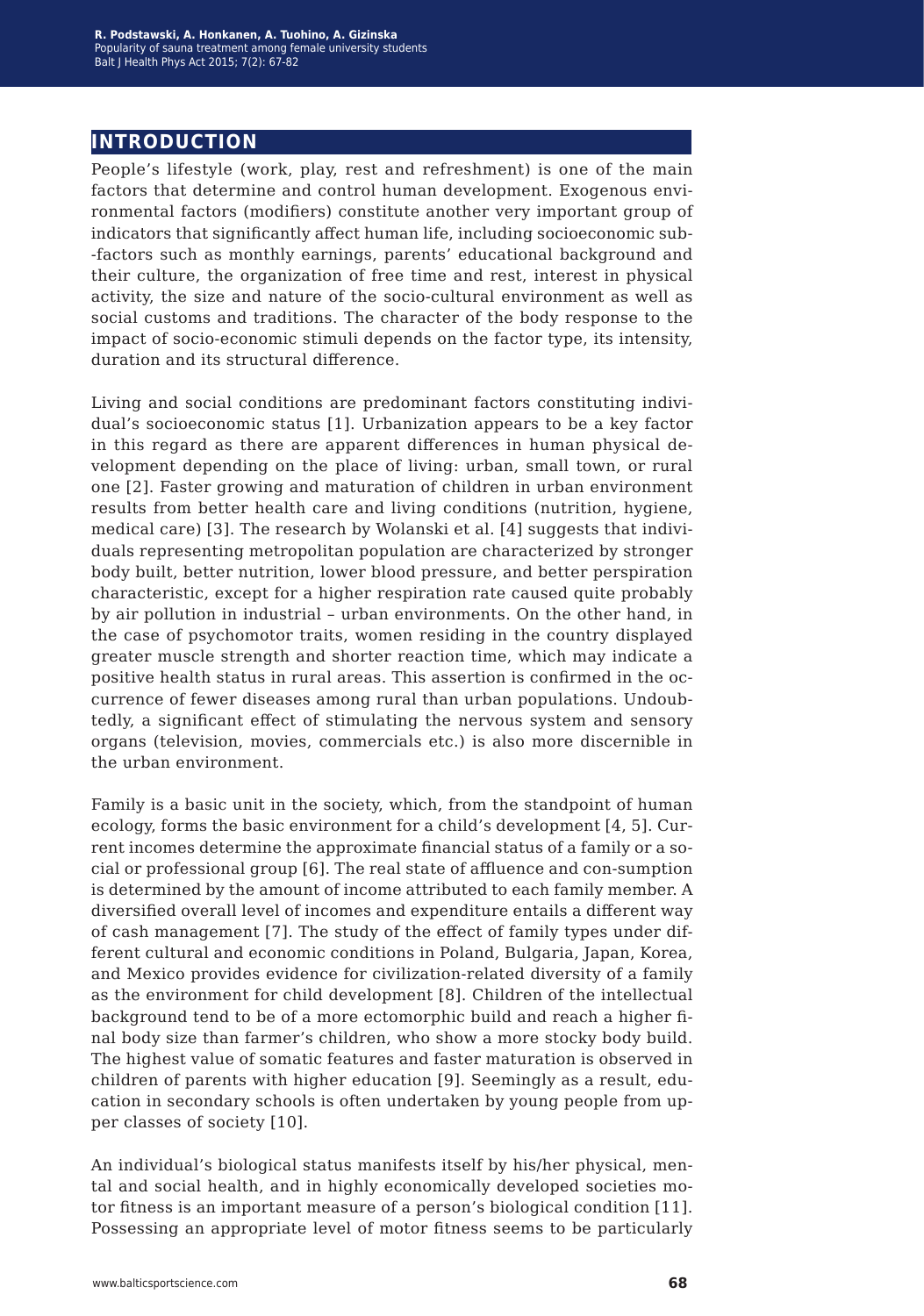## INTRODUCTION

People's lifestyle (work, play, rest and refreshment) is one of the main factors that determine and control human development. Exogenous environmental factors (modifiers) constitute another very important group of indicators that significantly affect human life, including socioeconomic sub-factors such as monthly earnings, parents' educational background and their culture, the organization of free time and rest, interest in physical activity, the size and nature of the socio-cultural environment as well as social customs and traditions. The character of the body response to the impact of socio-economic stimuli depends on the factor type, its intensity, duration and its structural difference.

Living and social conditions are predominant factors constituting individual's socioeconomic status [1]. Urbanization appears to be a key factor in this regard as there are apparent differences in human physical development depending on the place of living: urban, small town, or rural one [2]. Faster growing and maturation of children in urban environment results from better health care and living conditions (nutrition, hygiene, medical care) [3]. The research by Wolanski et al. [4] suggests that individuals representing metropolitan population are characterized by stronger body built, better nutrition, lower blood pressure, and better perspiration characteristic, except for a higher respiration rate caused quite probably by air pollution in industrial – urban environments. On the other hand, in the case of psychomotor traits, women residing in the country displayed greater muscle strength and shorter reaction time, which may indicate a positive health status in rural areas. This assertion is confirmed in the occurrence of fewer diseases among rural than urban populations. Undoubtedly, a significant effect of stimulating the nervous system and sensory organs (television, movies, commercials etc.) is also more discernible in the urban environment.

Family is a basic unit in the society, which, from the standpoint of human ecology, forms the basic environment for a child's development [4, 5]. Current incomes determine the approximate financial status of a family or a social or professional group [6]. The real state of affluence and con-sumption is determined by the amount of income attributed to each family member. A diversified overall level of incomes and expenditure entails a different way of cash management [7]. The study of the effect of family types under different cultural and economic conditions in Poland, Bulgaria, Japan, Korea, and Mexico provides evidence for civilization-related diversity of a family as the environment for child development [8]. Children of the intellectual background tend to be of a more ectomorphic build and reach a higher final body size than farmer's children, who show a more stocky body build. The highest value of somatic features and faster maturation is observed in children of parents with higher education [9]. Seemingly as a result, education in secondary schools is often undertaken by young people from upper classes of society [10].

An individual's biological status manifests itself by his/her physical, mental and social health, and in highly economically developed societies motor fitness is an important measure of a person's biological condition [11]. Possessing an appropriate level of motor fitness seems to be particularly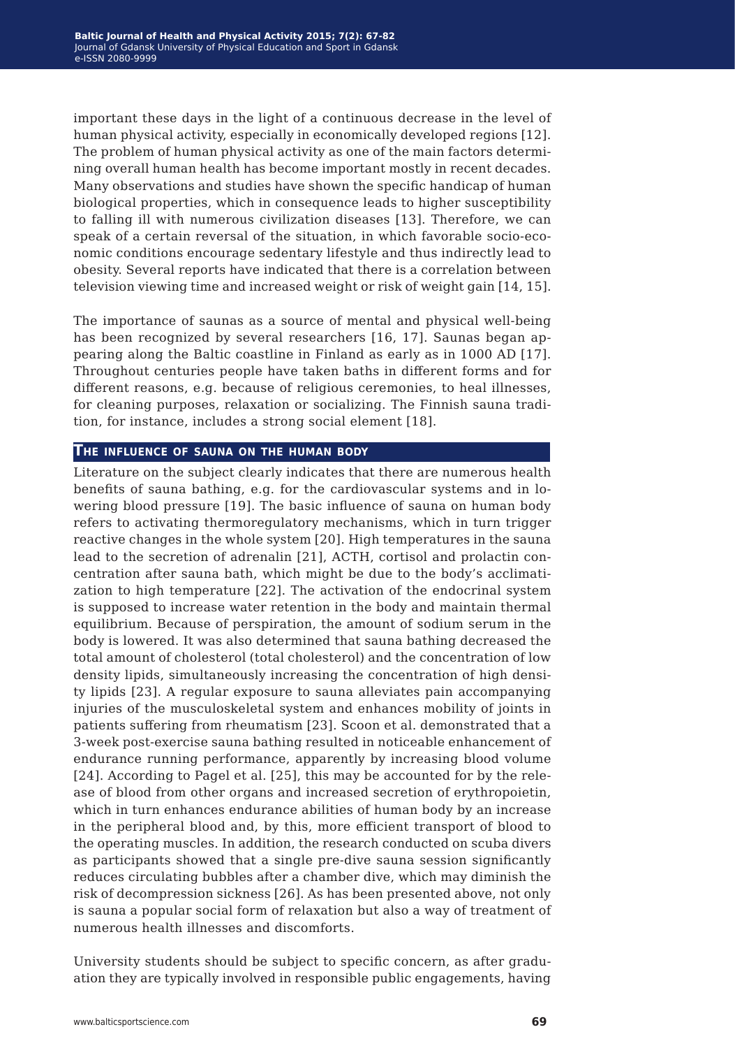important these days in the light of a continuous decrease in the level of human physical activity, especially in economically developed regions [12]. The problem of human physical activity as one of the main factors determining overall human health has become important mostly in recent decades. Many observations and studies have shown the specific handicap of human biological properties, which in consequence leads to higher susceptibility to falling ill with numerous civilization diseases [13]. Therefore, we can speak of a certain reversal of the situation, in which favorable socio-economic conditions encourage sedentary lifestyle and thus indirectly lead to obesity. Several reports have indicated that there is a correlation between television viewing time and increased weight or risk of weight gain [14, 15].

The importance of saunas as a source of mental and physical well-being has been recognized by several researchers [16, 17]. Saunas began appearing along the Baltic coastline in Finland as early as in 1000 AD [17]. Throughout centuries people have taken baths in different forms and for different reasons, e.g. because of religious ceremonies, to heal illnesses, for cleaning purposes, relaxation or socializing. The Finnish sauna tradition, for instance, includes a strong social element [18].

## The influence of sauna on the human body

Literature on the subject clearly indicates that there are numerous health benefits of sauna bathing, e.g. for the cardiovascular systems and in lowering blood pressure [19]. The basic influence of sauna on human body refers to activating thermoregulatory mechanisms, which in turn trigger reactive changes in the whole system [20]. High temperatures in the sauna lead to the secretion of adrenalin [21], ACTH, cortisol and prolactin concentration after sauna bath, which might be due to the body's acclimatization to high temperature [22]. The activation of the endocrinal system is supposed to increase water retention in the body and maintain thermal equilibrium. Because of perspiration, the amount of sodium serum in the body is lowered. It was also determined that sauna bathing decreased the total amount of cholesterol (total cholesterol) and the concentration of low density lipids, simultaneously increasing the concentration of high density lipids [23]. A regular exposure to sauna alleviates pain accompanying injuries of the musculoskeletal system and enhances mobility of joints in patients suffering from rheumatism [23]. Scoon et al. demonstrated that a 3-week post-exercise sauna bathing resulted in noticeable enhancement of endurance running performance, apparently by increasing blood volume [24]. According to Pagel et al. [25], this may be accounted for by the release of blood from other organs and increased secretion of erythropoietin, which in turn enhances endurance abilities of human body by an increase in the peripheral blood and, by this, more efficient transport of blood to the operating muscles. In addition, the research conducted on scuba divers as participants showed that a single pre-dive sauna session significantly reduces circulating bubbles after a chamber dive, which may diminish the risk of decompression sickness [26]. As has been presented above, not only is sauna a popular social form of relaxation but also a way of treatment of numerous health illnesses and discomforts.

University students should be subject to specific concern, as after graduation they are typically involved in responsible public engagements, having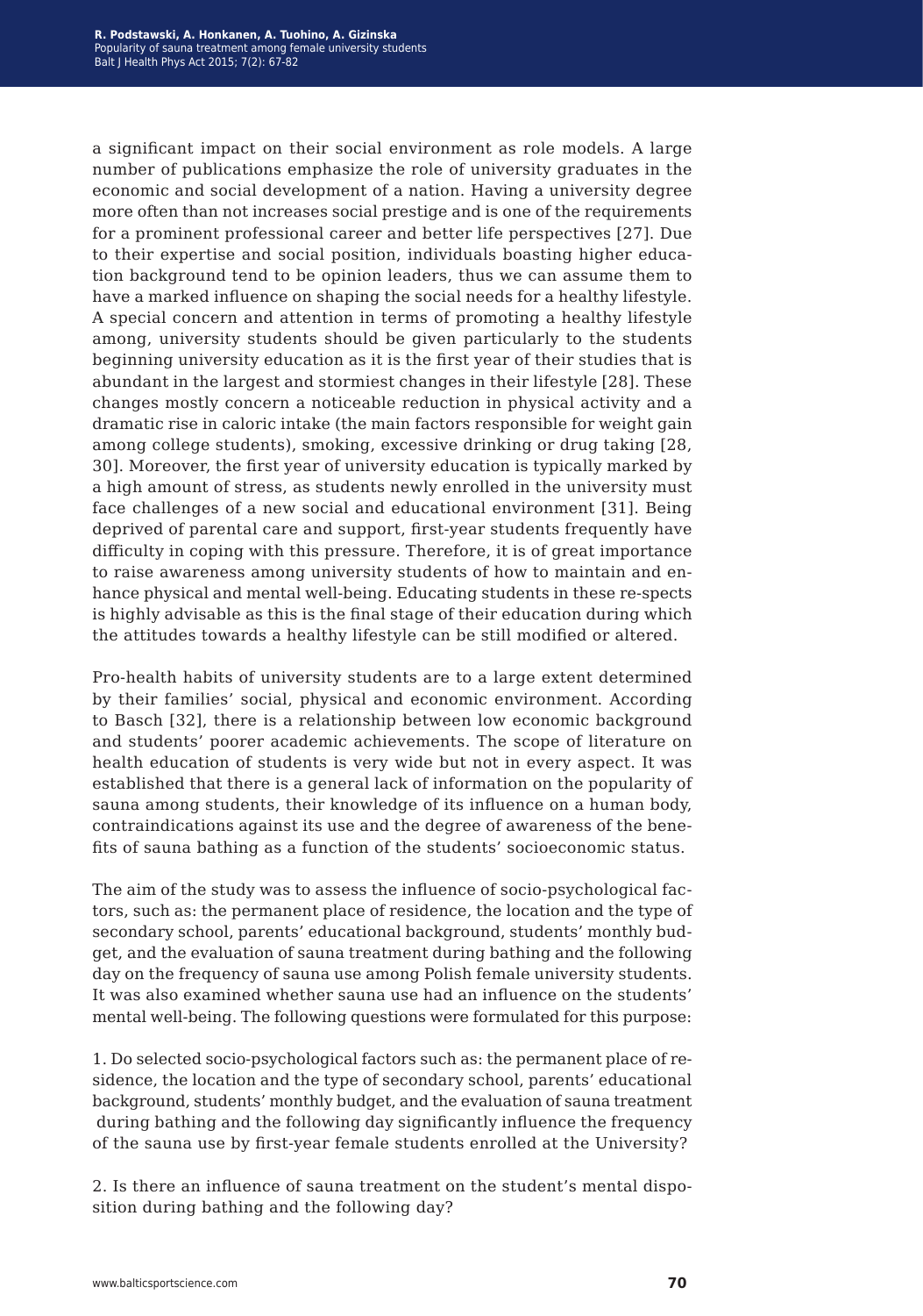a significant impact on their social environment as role models. A large number of publications emphasize the role of university graduates in the economic and social development of a nation. Having a university degree more often than not increases social prestige and is one of the requirements for a prominent professional career and better life perspectives [27]. Due to their expertise and social position, individuals boasting higher education background tend to be opinion leaders, thus we can assume them to have a marked influence on shaping the social needs for a healthy lifestyle. A special concern and attention in terms of promoting a healthy lifestyle among, university students should be given particularly to the students beginning university education as it is the first year of their studies that is abundant in the largest and stormiest changes in their lifestyle [28]. These changes mostly concern a noticeable reduction in physical activity and a dramatic rise in caloric intake (the main factors responsible for weight gain among college students), smoking, excessive drinking or drug taking [28, 30]. Moreover, the first year of university education is typically marked by a high amount of stress, as students newly enrolled in the university must face challenges of a new social and educational environment [31]. Being deprived of parental care and support, first-year students frequently have difficulty in coping with this pressure. Therefore, it is of great importance to raise awareness among university students of how to maintain and enhance physical and mental well-being. Educating students in these re-spects is highly advisable as this is the final stage of their education during which the attitudes towards a healthy lifestyle can be still modified or altered.

Pro-health habits of university students are to a large extent determined by their families' social, physical and economic environment. According to Basch [32], there is a relationship between low economic background and students' poorer academic achievements. The scope of literature on health education of students is very wide but not in every aspect. It was established that there is a general lack of information on the popularity of sauna among students, their knowledge of its influence on a human body, contraindications against its use and the degree of awareness of the benefits of sauna bathing as a function of the students' socioeconomic status.

The aim of the study was to assess the influence of socio-psychological factors, such as: the permanent place of residence, the location and the type of secondary school, parents' educational background, students' monthly budget, and the evaluation of sauna treatment during bathing and the following day on the frequency of sauna use among Polish female university students. It was also examined whether sauna use had an influence on the students' mental well-being. The following questions were formulated for this purpose:

1. Do selected socio-psychological factors such as: the permanent place of residence, the location and the type of secondary school, parents' educational background, students' monthly budget, and the evaluation of sauna treatment during bathing and the following day significantly influence the frequency of the sauna use by first-year female students enrolled at the University?

2. Is there an influence of sauna treatment on the student's mental disposition during bathing and the following day?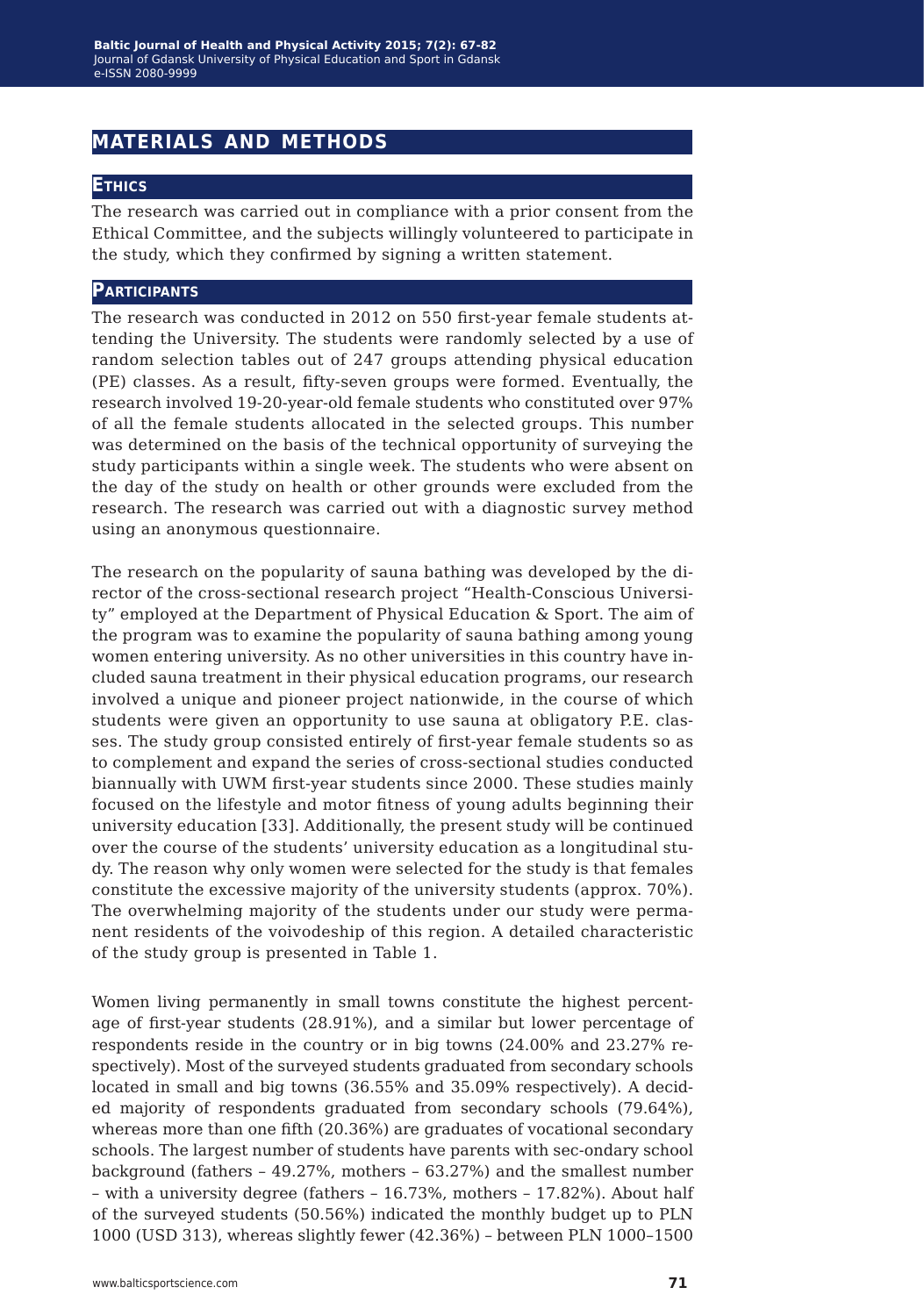## MATERIALS AND METHODS

### Ethics

The research was carried out in compliance with a prior consent from the Ethical Committee, and the subjects willingly volunteered to participate in the study, which they confirmed by signing a written statement.

### Participants

The research was conducted in 2012 on 550 first-year female students attending the University. The students were randomly selected by a use of random selection tables out of 247 groups attending physical education (PE) classes. As a result, fifty-seven groups were formed. Eventually, the research involved 19-20-year-old female students who constituted over 97% of all the female students allocated in the selected groups. This number was determined on the basis of the technical opportunity of surveying the study participants within a single week. The students who were absent on the day of the study on health or other grounds were excluded from the research. The research was carried out with a diagnostic survey method using an anonymous questionnaire.

The research on the popularity of sauna bathing was developed by the director of the cross-sectional research project "Health-Conscious University" employed at the Department of Physical Education & Sport. The aim of the program was to examine the popularity of sauna bathing among young women entering university. As no other universities in this country have included sauna treatment in their physical education programs, our research involved a unique and pioneer project nationwide, in the course of which students were given an opportunity to use sauna at obligatory P.E. classes. The study group consisted entirely of first-year female students so as to complement and expand the series of cross-sectional studies conducted biannually with UWM first-year students since 2000. These studies mainly focused on the lifestyle and motor fitness of young adults beginning their university education [33]. Additionally, the present study will be continued over the course of the students' university education as a longitudinal study. The reason why only women were selected for the study is that females constitute the excessive majority of the university students (approx. 70%). The overwhelming majority of the students under our study were permanent residents of the voivodeship of this region. A detailed characteristic of the study group is presented in Table 1.

Women living permanently in small towns constitute the highest percentage of first-year students (28.91%), and a similar but lower percentage of respondents reside in the country or in big towns (24.00% and 23.27% respectively). Most of the surveyed students graduated from secondary schools located in small and big towns (36.55% and 35.09% respectively). A decided majority of respondents graduated from secondary schools (79.64%), whereas more than one fifth (20.36%) are graduates of vocational secondary schools. The largest number of students have parents with sec-ondary school background (fathers – 49.27%, mothers – 63.27%) and the smallest number – with a university degree (fathers – 16.73%, mothers – 17.82%). About half of the surveyed students (50.56%) indicated the monthly budget up to PLN 1000 (USD 313), whereas slightly fewer (42.36%) – between PLN 1000–1500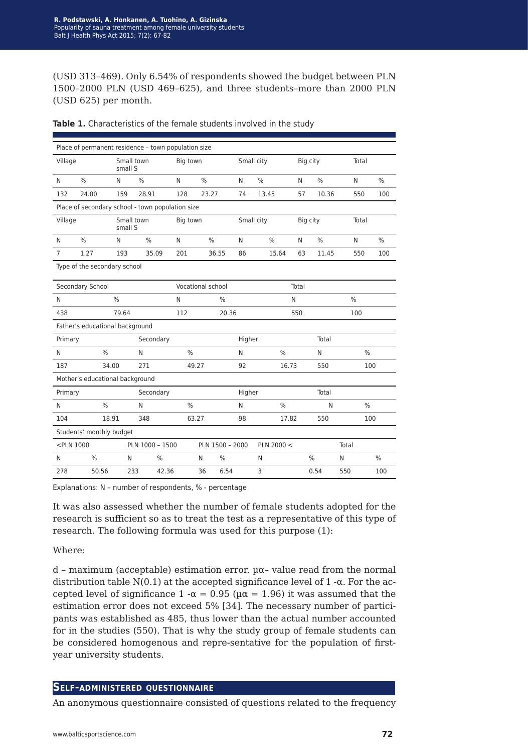(USD 313–469). Only 6.54% of respondents showed the budget between PLN 1500–2000 PLN (USD 469–625), and three students–more than 2000 PLN (USD 625) per month.

**Table 1.** Characteristics of the female students involved in the study

| Place of permanent residence – town population size | | | | | | | | | | | |
|---|---|---|---|---|---|---|---|---|---|---|---|
| Village | | Small town small S | | Big town | | Small city | | Big city | | Total | |
| N | % | N | % | N | % | N | % | N | % | N | % |
| 132 | 24.00 | 159 | 28.91 | 128 | 23.27 | 74 | 13.45 | 57 | 10.36 | 550 | 100 |

| Place of secondary school - town population size | | | | | | | | | | | |
|---|---|---|---|---|---|---|---|---|---|---|---|
| Village | | Small town small S | | Big town | | Small city | | Big city | | Total | |
| N | % | N | % | N | % | N | % | N | % | N | % |
| 7 | 1.27 | 193 | 35.09 | 201 | 36.55 | 86 | 15.64 | 63 | 11.45 | 550 | 100 |

| Type of the secondary school | | | | | |
|---|---|---|---|---|---|
| Secondary School | | Vocational school | | Total | |
| N | % | N | % | N | % |
| 438 | 79.64 | 112 | 20.36 | 550 | 100 |

| Father's educational background | | | | | | | |
|---|---|---|---|---|---|---|---|
| Primary | | Secondary | | Higher | | Total | |
| N | % | N | % | N | % | N | % |
| 187 | 34.00 | 271 | 49.27 | 92 | 16.73 | 550 | 100 |

| Mother's educational background | | | | | | | |
|---|---|---|---|---|---|---|---|
| Primary | | Secondary | | Higher | | Total | |
| N | % | N | % | N | % | N | % |
| 104 | 18.91 | 348 | 63.27 | 98 | 17.82 | 550 | 100 |

| Students' monthly budget | | | | | | | | | |
|---|---|---|---|---|---|---|---|---|---|
| <PLN 1000 | | PLN 1000 – 1500 | | PLN 1500 – 2000 | | PLN 2000 < | | Total | |
| N | % | N | % | N | % | N | % | N | % |
| 278 | 50.56 | 233 | 42.36 | 36 | 6.54 | 3 | 0.54 | 550 | 100 |

Explanations: N – number of respondents, % - percentage

It was also assessed whether the number of female students adopted for the research is sufficient so as to treat the test as a representative of this type of research. The following formula was used for this purpose (1):

Where:

d – maximum (acceptable) estimation error. $\mu\alpha$– value read from the normal distribution table N(0.1) at the accepted significance level of 1 -α. For the accepted level of significance $1 - \alpha = 0.95$ ($\mu\alpha = 1.96$) it was assumed that the estimation error does not exceed 5% [34]. The necessary number of participants was established as 485, thus lower than the actual number accounted for in the studies (550). That is why the study group of female students can be considered homogenous and repre-sentative for the population of first-year university students.

## Self-administered questionnaire

An anonymous questionnaire consisted of questions related to the frequency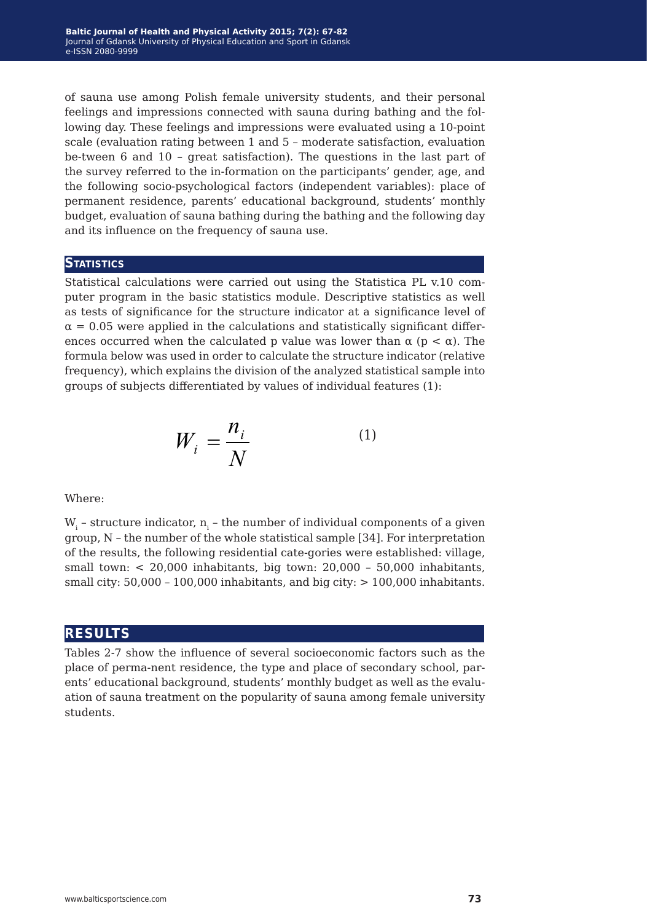of sauna use among Polish female university students, and their personal feelings and impressions connected with sauna during bathing and the following day. These feelings and impressions were evaluated using a 10-point scale (evaluation rating between 1 and 5 – moderate satisfaction, evaluation be-tween 6 and 10 – great satisfaction). The questions in the last part of the survey referred to the in-formation on the participants' gender, age, and the following socio-psychological factors (independent variables): place of permanent residence, parents' educational background, students' monthly budget, evaluation of sauna bathing during the bathing and the following day and its influence on the frequency of sauna use.

## Statistics

Statistical calculations were carried out using the Statistica PL v.10 computer program in the basic statistics module. Descriptive statistics as well as tests of significance for the structure indicator at a significance level of $\alpha = 0.05$ were applied in the calculations and statistically significant differences occurred when the calculated p value was lower than $\alpha$ ($p < \alpha$). The formula below was used in order to calculate the structure indicator (relative frequency), which explains the division of the analyzed statistical sample into groups of subjects differentiated by values of individual features (1):

$$W_i = \frac{n_i}{N} \qquad (1)$$

Where:

$W_i$ – structure indicator, $n_i$ – the number of individual components of a given group, N – the number of the whole statistical sample [34]. For interpretation of the results, the following residential cate-gories were established: village, small town: < 20,000 inhabitants, big town: 20,000 – 50,000 inhabitants, small city: 50,000 – 100,000 inhabitants, and big city: > 100,000 inhabitants.

## Results

Tables 2-7 show the influence of several socioeconomic factors such as the place of perma-nent residence, the type and place of secondary school, parents' educational background, students' monthly budget as well as the evaluation of sauna treatment on the popularity of sauna among female university students.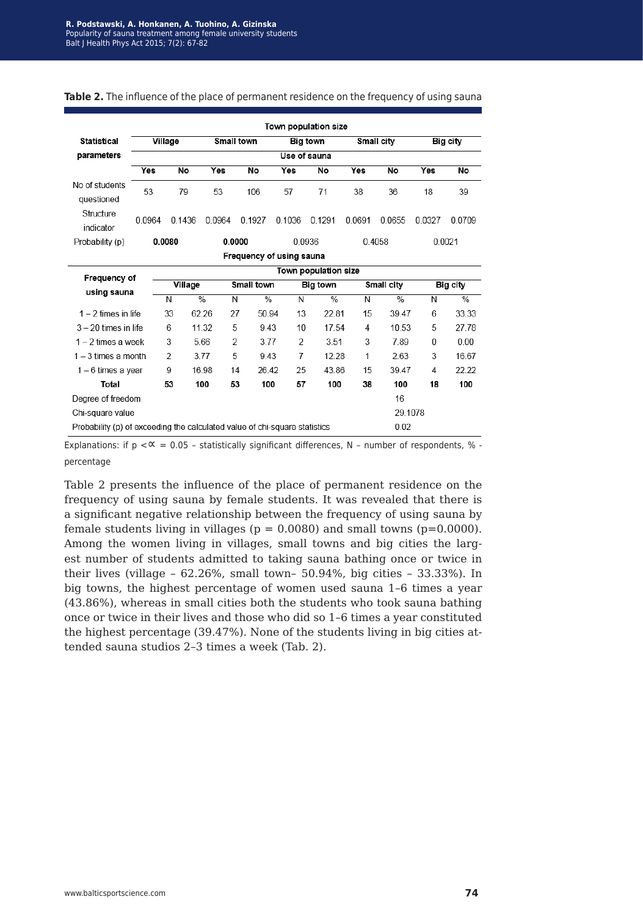**Table 2.** The influence of the place of permanent residence on the frequency of using sauna

| Statistical parameters | Town population size | | | | | | | | | |
|---|---|---|---|---|---|---|---|---|---|---|
| | Village | | Small town | | Big town | | Small city | | Big city | |
| | Use of sauna | | | | | | | | | |
| | Yes | No | Yes | No | Yes | No | Yes | No | Yes | No |
| No of students questioned | 53 | 79 | 53 | 106 | 57 | 71 | 38 | 36 | 18 | 39 |
| Structure indicator | 0.0964 | 0.1436 | 0.0964 | 0.1927 | 0.1036 | 0.1291 | 0.0691 | 0.0655 | 0.0327 | 0.0709 |
| Probability (p) | **0.0080** | | **0.0000** | | 0.0936 | | 0.4058 | | 0.0021 | |

**Frequency of using sauna**

| Frequency of using sauna | Town population size | | | | | | | | | |
|---|---|---|---|---|---|---|---|---|---|---|
| | Village | | Small town | | Big town | | Small city | | Big city | |
| | N | % | N | % | N | % | N | % | N | % |
| 1 – 2 times in life | 33 | 62.26 | 27 | 50.94 | 13 | 22.81 | 15 | 39.47 | 6 | 33.33 |
| 3 – 20 times in life | 6 | 11.32 | 5 | 9.43 | 10 | 17.54 | 4 | 10.53 | 5 | 27.78 |
| 1 – 2 times a week | 3 | 5.66 | 2 | 3.77 | 2 | 3.51 | 3 | 7.89 | 0 | 0.00 |
| 1 – 3 times a month | 2 | 3.77 | 5 | 9.43 | 7 | 12.28 | 1 | 2.63 | 3 | 16.67 |
| 1 – 6 times a year | 9 | 16.98 | 14 | 26.42 | 25 | 43.86 | 15 | 39.47 | 4 | 22.22 |
| **Total** | **53** | **100** | **53** | **100** | **57** | **100** | **38** | **100** | **18** | **100** |
| Degree of freedom | | | | | | | | 16 | | |
| Chi-square value | | | | | | | | 29.1078 | | |
| Probability (p) of exceeding the calculated value of chi-square statistics | | | | | | | | 0.02 | | |

Explanations: if $p < \alpha = 0.05$ – statistically significant differences, N – number of respondents, % - percentage

Table 2 presents the influence of the place of permanent residence on the frequency of using sauna by female students. It was revealed that there is a significant negative relationship between the frequency of using sauna by female students living in villages ($p = 0.0080$) and small towns ($p=0.0000$). Among the women living in villages, small towns and big cities the largest number of students admitted to taking sauna bathing once or twice in their lives (village – 62.26%, small town– 50.94%, big cities – 33.33%). In big towns, the highest percentage of women used sauna 1–6 times a year (43.86%), whereas in small cities both the students who took sauna bathing once or twice in their lives and those who did so 1–6 times a year constituted the highest percentage (39.47%). None of the students living in big cities attended sauna studios 2–3 times a week (Tab. 2).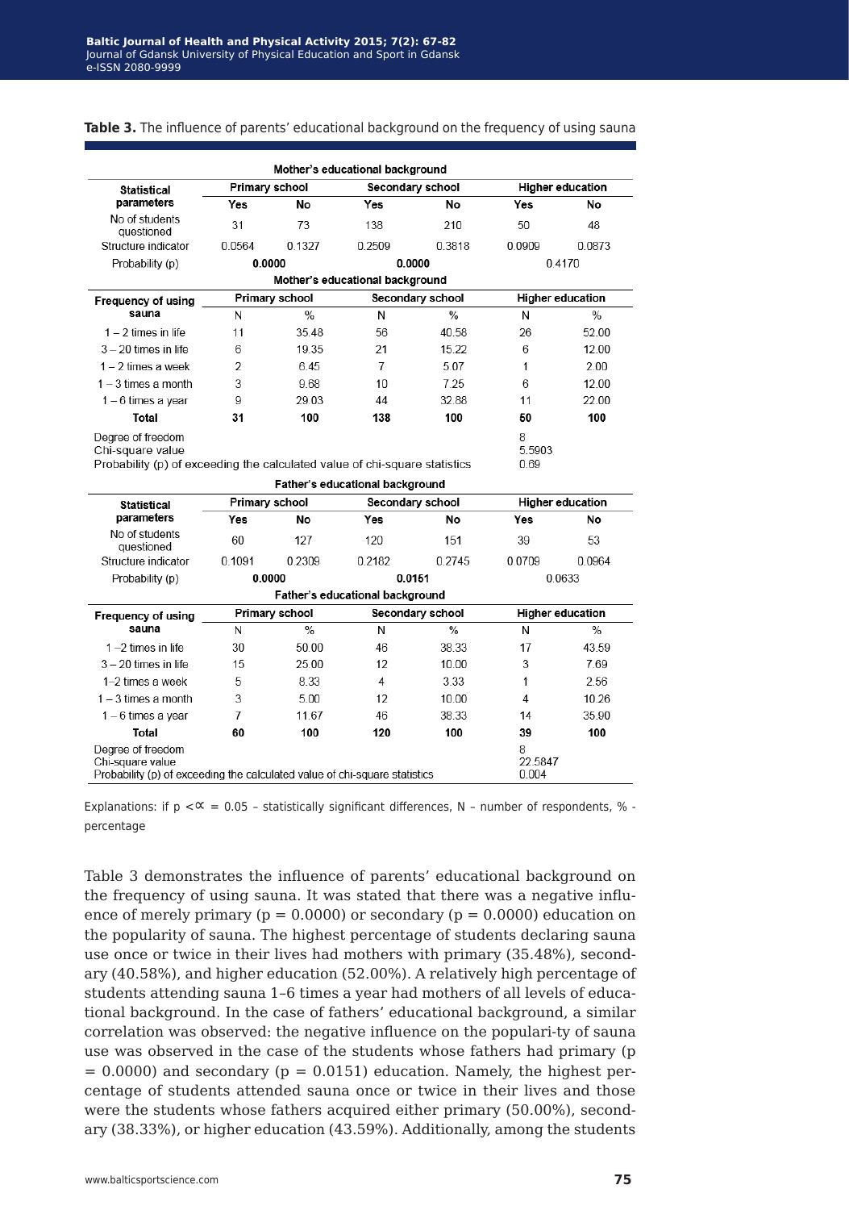**Table 3.** The influence of parents' educational background on the frequency of using sauna

| Mother's educational background | | | | | | |
|---|---|---|---|---|---|---|
| **Statistical parameters** | **Primary school** | | **Secondary school** | | **Higher education** | |
| | **Yes** | **No** | **Yes** | **No** | **Yes** | **No** |
| No of students questioned | 31 | 73 | 138 | 210 | 50 | 48 |
| Structure indicator | 0.0564 | 0.1327 | 0.2509 | 0.3818 | 0.0909 | 0.0873 |
| Probability (p) | **0.0000** | | **0.0000** | | 0.4170 | |

| Mother's educational background | | | | | | |
|---|---|---|---|---|---|---|
| **Frequency of using sauna** | **Primary school** | | **Secondary school** | | **Higher education** | |
| | N | % | N | % | N | % |
| 1 – 2 times in life | 11 | 35.48 | 56 | 40.58 | 26 | 52.00 |
| 3 – 20 times in life | 6 | 19.35 | 21 | 15.22 | 6 | 12.00 |
| 1 – 2 times a week | 2 | 6.45 | 7 | 5.07 | 1 | 2.00 |
| 1 – 3 times a month | 3 | 9.68 | 10 | 7.25 | 6 | 12.00 |
| 1 – 6 times a year | 9 | 29.03 | 44 | 32.88 | 11 | 22.00 |
| **Total** | **31** | **100** | **138** | **100** | **50** | **100** |
| Degree of freedom | | | | | 8 | |
| Chi-square value | | | | | 5.5903 | |
| Probability (p) of exceeding the calculated value of chi-square statistics | | | | | 0.69 | |

| Father's educational background | | | | | | |
|---|---|---|---|---|---|---|
| **Statistical parameters** | **Primary school** | | **Secondary school** | | **Higher education** | |
| | **Yes** | **No** | **Yes** | **No** | **Yes** | **No** |
| No of students questioned | 60 | 127 | 120 | 151 | 39 | 53 |
| Structure indicator | 0.1091 | 0.2309 | 0.2182 | 0.2745 | 0.0709 | 0.0964 |
| Probability (p) | **0.0000** | | **0.0151** | | 0.0633 | |

| Father's educational background | | | | | | |
|---|---|---|---|---|---|---|
| **Frequency of using sauna** | **Primary school** | | **Secondary school** | | **Higher education** | |
| | N | % | N | % | N | % |
| 1 –2 times in life | 30 | 50.00 | 46 | 38.33 | 17 | 43.59 |
| 3 – 20 times in life | 15 | 25.00 | 12 | 10.00 | 3 | 7.69 |
| 1–2 times a week | 5 | 8.33 | 4 | 3.33 | 1 | 2.56 |
| 1 – 3 times a month | 3 | 5.00 | 12 | 10.00 | 4 | 10.26 |
| 1 – 6 times a year | 7 | 11.67 | 46 | 38.33 | 14 | 35.90 |
| **Total** | **60** | **100** | **120** | **100** | **39** | **100** |
| Degree of freedom | | | | | 8 | |
| Chi-square value | | | | | 22.5847 | |
| Probability (p) of exceeding the calculated value of chi-square statistics | | | | | 0.004 | |

Explanations: if $p < \alpha = 0.05$ – statistically significant differences, N – number of respondents, % - percentage

Table 3 demonstrates the influence of parents' educational background on the frequency of using sauna. It was stated that there was a negative influence of merely primary ($p = 0.0000$) or secondary ($p = 0.0000$) education on the popularity of sauna. The highest percentage of students declaring sauna use once or twice in their lives had mothers with primary (35.48%), secondary (40.58%), and higher education (52.00%). A relatively high percentage of students attending sauna 1–6 times a year had mothers of all levels of educational background. In the case of fathers' educational background, a similar correlation was observed: the negative influence on the populari-ty of sauna use was observed in the case of the students whose fathers had primary ($p = 0.0000$) and secondary ($p = 0.0151$) education. Namely, the highest percentage of students attended sauna once or twice in their lives and those were the students whose fathers acquired either primary (50.00%), secondary (38.33%), or higher education (43.59%). Additionally, among the students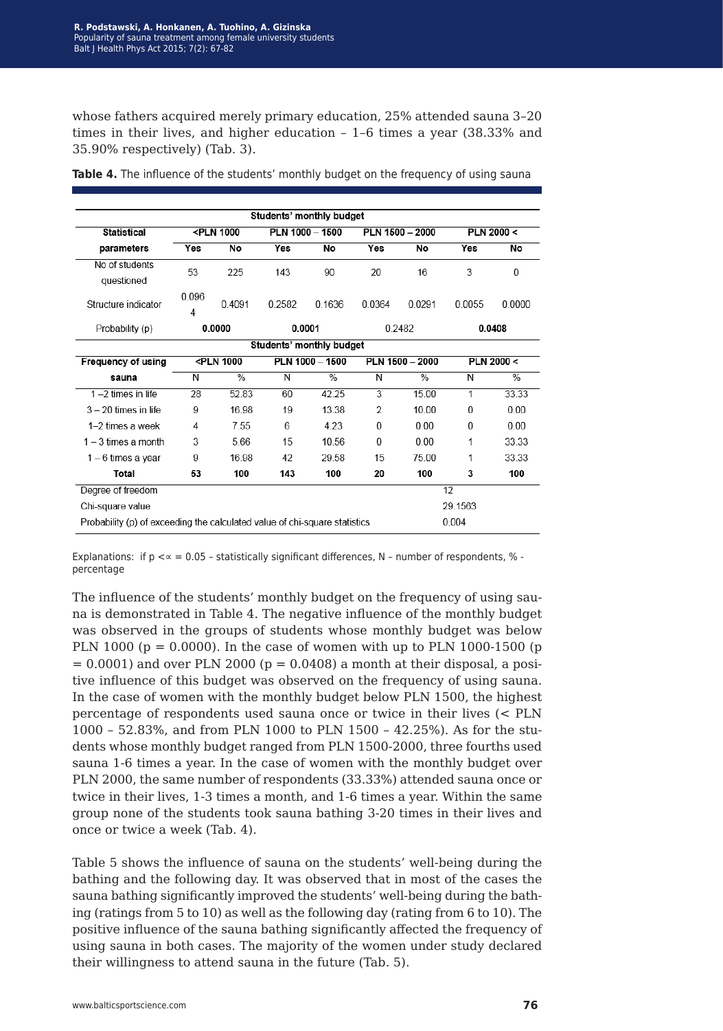whose fathers acquired merely primary education, 25% attended sauna 3–20 times in their lives, and higher education – 1–6 times a year (38.33% and 35.90% respectively) (Tab. 3).

**Table 4.** The influence of the students' monthly budget on the frequency of using sauna

| Statistical parameters | Students' monthly budget | | | | | | | |
|---|---|---|---|---|---|---|---|---|
| | <PLN 1000 | | PLN 1000 – 1500 | | PLN 1500 – 2000 | | PLN 2000 < | |
| | Yes | No | Yes | No | Yes | No | Yes | No |
| No of students questioned | 53 | 225 | 143 | 90 | 20 | 16 | 3 | 0 |
| Structure indicator | 0.0964 | 0.4091 | 0.2582 | 0.1636 | 0.0364 | 0.0291 | 0.0055 | 0.0000 |
| Probability (p) | **0.0000** | | **0.0001** | | 0.2482 | | **0.0408** | |
| **Frequency of using sauna** | **<PLN 1000** | | **PLN 1000 – 1500** | | **PLN 1500 – 2000** | | **PLN 2000 <** | |
| | N | % | N | % | N | % | N | % |
| 1 –2 times in life | 28 | 52.83 | 60 | 42.25 | 3 | 15.00 | 1 | 33.33 |
| 3 – 20 times in life | 9 | 16.98 | 19 | 13.38 | 2 | 10.00 | 0 | 0.00 |
| 1–2 times a week | 4 | 7.55 | 6 | 4.23 | 0 | 0.00 | 0 | 0.00 |
| 1 – 3 times a month | 3 | 5.66 | 15 | 10.56 | 0 | 0.00 | 1 | 33.33 |
| 1 – 6 times a year | 9 | 16.98 | 42 | 29.58 | 15 | 75.00 | 1 | 33.33 |
| **Total** | **53** | **100** | **143** | **100** | **20** | **100** | **3** | **100** |
| Degree of freedom | | | | | | | 12 | |
| Chi-square value | | | | | | | 29.1563 | |
| Probability (p) of exceeding the calculated value of chi-square statistics | | | | | | | 0.004 | |

Explanations: if p <∝ = 0.05 – statistically significant differences, N – number of respondents, % - percentage

The influence of the students' monthly budget on the frequency of using sauna is demonstrated in Table 4. The negative influence of the monthly budget was observed in the groups of students whose monthly budget was below PLN 1000 (p = 0.0000). In the case of women with up to PLN 1000-1500 (p = 0.0001) and over PLN 2000 (p = 0.0408) a month at their disposal, a positive influence of this budget was observed on the frequency of using sauna. In the case of women with the monthly budget below PLN 1500, the highest percentage of respondents used sauna once or twice in their lives (< PLN 1000 – 52.83%, and from PLN 1000 to PLN 1500 – 42.25%). As for the students whose monthly budget ranged from PLN 1500-2000, three fourths used sauna 1-6 times a year. In the case of women with the monthly budget over PLN 2000, the same number of respondents (33.33%) attended sauna once or twice in their lives, 1-3 times a month, and 1-6 times a year. Within the same group none of the students took sauna bathing 3-20 times in their lives and once or twice a week (Tab. 4).

Table 5 shows the influence of sauna on the students' well-being during the bathing and the following day. It was observed that in most of the cases the sauna bathing significantly improved the students' well-being during the bathing (ratings from 5 to 10) as well as the following day (rating from 6 to 10). The positive influence of the sauna bathing significantly affected the frequency of using sauna in both cases. The majority of the women under study declared their willingness to attend sauna in the future (Tab. 5).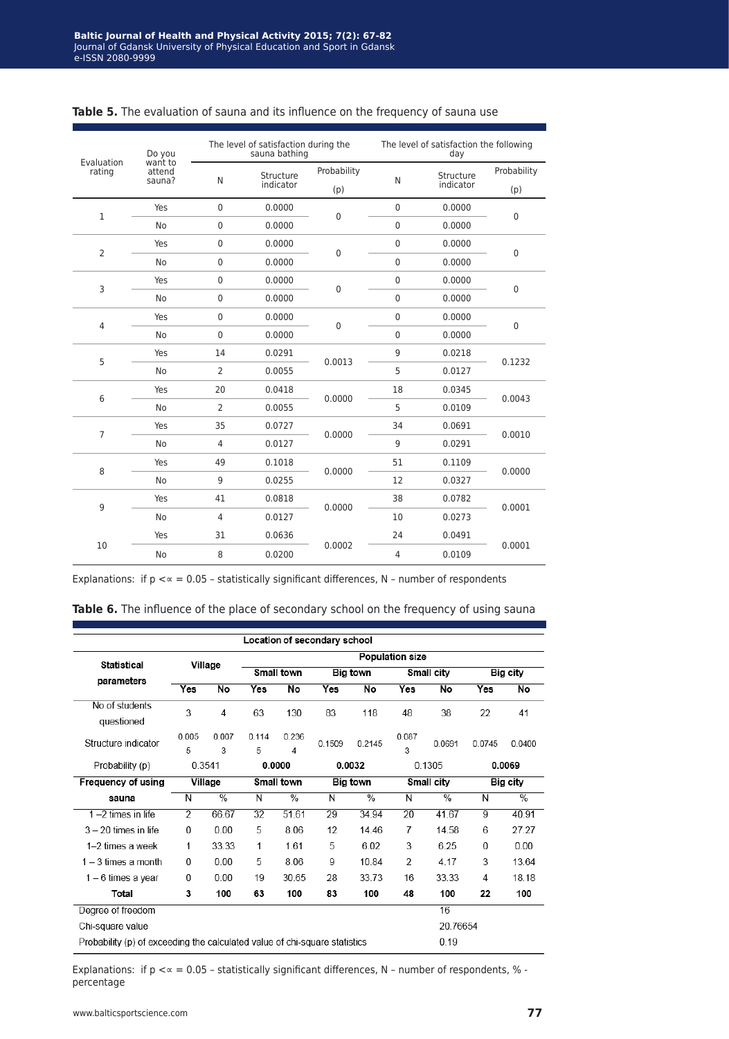**Table 5.** The evaluation of sauna and its influence on the frequency of sauna use

| Evaluation rating | Do you want to attend sauna? | The level of satisfaction during the sauna bathing | | | The level of satisfaction the following day | | |
|---|---|---|---|---|---|---|---|
| | | N | Structure indicator | Probability (p) | N | Structure indicator | Probability (p) |
| 1 | Yes | 0 | 0.0000 | 0 | 0 | 0.0000 | 0 |
| | No | 0 | 0.0000 | | 0 | 0.0000 | |
| 2 | Yes | 0 | 0.0000 | 0 | 0 | 0.0000 | 0 |
| | No | 0 | 0.0000 | | 0 | 0.0000 | |
| 3 | Yes | 0 | 0.0000 | 0 | 0 | 0.0000 | 0 |
| | No | 0 | 0.0000 | | 0 | 0.0000 | |
| 4 | Yes | 0 | 0.0000 | 0 | 0 | 0.0000 | 0 |
| | No | 0 | 0.0000 | | 0 | 0.0000 | |
| 5 | Yes | 14 | 0.0291 | 0.0013 | 9 | 0.0218 | 0.1232 |
| | No | 2 | 0.0055 | | 5 | 0.0127 | |
| 6 | Yes | 20 | 0.0418 | 0.0000 | 18 | 0.0345 | 0.0043 |
| | No | 2 | 0.0055 | | 5 | 0.0109 | |
| 7 | Yes | 35 | 0.0727 | 0.0000 | 34 | 0.0691 | 0.0010 |
| | No | 4 | 0.0127 | | 9 | 0.0291 | |
| 8 | Yes | 49 | 0.1018 | 0.0000 | 51 | 0.1109 | 0.0000 |
| | No | 9 | 0.0255 | | 12 | 0.0327 | |
| 9 | Yes | 41 | 0.0818 | 0.0000 | 38 | 0.0782 | 0.0001 |
| | No | 4 | 0.0127 | | 10 | 0.0273 | |
| 10 | Yes | 31 | 0.0636 | 0.0002 | 24 | 0.0491 | 0.0001 |
| | No | 8 | 0.0200 | | 4 | 0.0109 | |

Explanations: if $p < \alpha = 0.05$ – statistically significant differences, N – number of respondents

**Table 6.** The influence of the place of secondary school on the frequency of using sauna

| Statistical parameters | Location of secondary school | | | | | | | | | |
|---|---|---|---|---|---|---|---|---|---|---|
| | Village | | Population size | | | | | | | |
| | | | Small town | | Big town | | Small city | | Big city | |
| | Yes | No | Yes | No | Yes | No | Yes | No | Yes | No |
| No of students questioned | 3 | 4 | 63 | 130 | 83 | 118 | 48 | 38 | 22 | 41 |
| Structure indicator | 0.0055 | 0.0073 | 0.1145 | 0.2364 | 0.1509 | 0.2145 | 0.0873 | 0.0691 | 0.0745 | 0.0400 |
| Probability (p) | 0.3541 | | **0.0000** | | **0.0032** | | 0.1305 | | **0.0069** | |
| **Frequency of using sauna** | **Village** | | **Small town** | | **Big town** | | **Small city** | | **Big city** | |
| | N | % | N | % | N | % | N | % | N | % |
| 1 –2 times in life | 2 | 66.67 | 32 | 51.61 | 29 | 34.94 | 20 | 41.67 | 9 | 40.91 |
| 3 – 20 times in life | 0 | 0.00 | 5 | 8.06 | 12 | 14.46 | 7 | 14.58 | 6 | 27.27 |
| 1–2 times a week | 1 | 33.33 | 1 | 1.61 | 5 | 6.02 | 3 | 6.25 | 0 | 0.00 |
| 1 – 3 times a month | 0 | 0.00 | 5 | 8.06 | 9 | 10.84 | 2 | 4.17 | 3 | 13.64 |
| 1 – 6 times a year | 0 | 0.00 | 19 | 30.65 | 28 | 33.73 | 16 | 33.33 | 4 | 18.18 |
| **Total** | **3** | **100** | **63** | **100** | **83** | **100** | **48** | **100** | **22** | **100** |
| Degree of freedom | | | | | | | | 16 | | |
| Chi-square value | | | | | | | | 20.76654 | | |
| Probability (p) of exceeding the calculated value of chi-square statistics | | | | | | | | 0.19 | | |

Explanations: if $p < \alpha = 0.05$ – statistically significant differences, N – number of respondents, % - percentage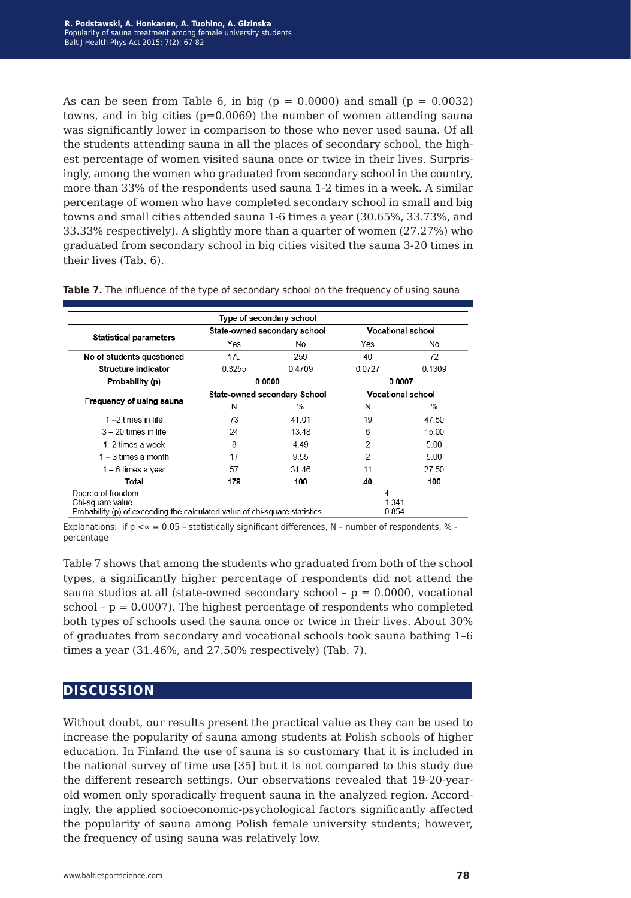As can be seen from Table 6, in big (p = 0.0000) and small (p = 0.0032) towns, and in big cities (p=0.0069) the number of women attending sauna was significantly lower in comparison to those who never used sauna. Of all the students attending sauna in all the places of secondary school, the highest percentage of women visited sauna once or twice in their lives. Surprisingly, among the women who graduated from secondary school in the country, more than 33% of the respondents used sauna 1-2 times in a week. A similar percentage of women who have completed secondary school in small and big towns and small cities attended sauna 1-6 times a year (30.65%, 33.73%, and 33.33% respectively). A slightly more than a quarter of women (27.27%) who graduated from secondary school in big cities visited the sauna 3-20 times in their lives (Tab. 6).

**Table 7.** The influence of the type of secondary school on the frequency of using sauna

| Statistical parameters | Type of secondary school | | | |
|---|---|---|---|---|
| | State-owned secondary school | | Vocational school | |
| | Yes | No | Yes | No |
| No of students questioned | 179 | 259 | 40 | 72 |
| Structure indicator | 0.3255 | 0.4709 | 0.0727 | 0.1309 |
| Probability (p) | 0.0000 | | 0.0007 | |
| Frequency of using sauna | State-owned secondary School | | Vocational school | |
| | N | % | N | % |
| 1 –2 times in life | 73 | 41.01 | 19 | 47.50 |
| 3 – 20 times in life | 24 | 13.48 | 6 | 15.00 |
| 1–2 times a week | 8 | 4.49 | 2 | 5.00 |
| 1 – 3 times a month | 17 | 9.55 | 2 | 5.00 |
| 1 – 6 times a year | 57 | 31.46 | 11 | 27.50 |
| **Total** | **179** | **100** | **40** | **100** |
| Degree of freedom | | | 4 | |
| Chi-square value | | | 1.341 | |
| Probability (p) of exceeding the calculated value of chi-square statistics | | | 0.854 | |

Explanations: if p <∝ = 0.05 – statistically significant differences, N – number of respondents, % - percentage

Table 7 shows that among the students who graduated from both of the school types, a significantly higher percentage of respondents did not attend the sauna studios at all (state-owned secondary school – p = 0.0000, vocational school – p = 0.0007). The highest percentage of respondents who completed both types of schools used the sauna once or twice in their lives. About 30% of graduates from secondary and vocational schools took sauna bathing 1–6 times a year (31.46%, and 27.50% respectively) (Tab. 7).

## DISCUSSION

Without doubt, our results present the practical value as they can be used to increase the popularity of sauna among students at Polish schools of higher education. In Finland the use of sauna is so customary that it is included in the national survey of time use [35] but it is not compared to this study due the different research settings. Our observations revealed that 19-20-year-old women only sporadically frequent sauna in the analyzed region. Accordingly, the applied socioeconomic-psychological factors significantly affected the popularity of sauna among Polish female university students; however, the frequency of using sauna was relatively low.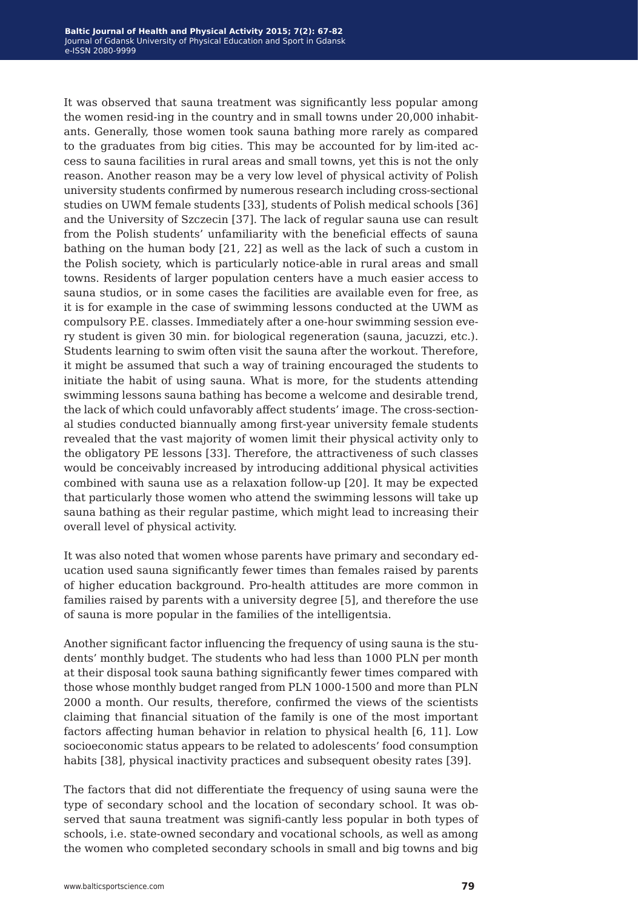It was observed that sauna treatment was significantly less popular among the women resid-ing in the country and in small towns under 20,000 inhabitants. Generally, those women took sauna bathing more rarely as compared to the graduates from big cities. This may be accounted for by lim-ited access to sauna facilities in rural areas and small towns, yet this is not the only reason. Another reason may be a very low level of physical activity of Polish university students confirmed by numerous research including cross-sectional studies on UWM female students [33], students of Polish medical schools [36] and the University of Szczecin [37]. The lack of regular sauna use can result from the Polish students' unfamiliarity with the beneficial effects of sauna bathing on the human body [21, 22] as well as the lack of such a custom in the Polish society, which is particularly notice-able in rural areas and small towns. Residents of larger population centers have a much easier access to sauna studios, or in some cases the facilities are available even for free, as it is for example in the case of swimming lessons conducted at the UWM as compulsory P.E. classes. Immediately after a one-hour swimming session every student is given 30 min. for biological regeneration (sauna, jacuzzi, etc.). Students learning to swim often visit the sauna after the workout. Therefore, it might be assumed that such a way of training encouraged the students to initiate the habit of using sauna. What is more, for the students attending swimming lessons sauna bathing has become a welcome and desirable trend, the lack of which could unfavorably affect students' image. The cross-sectional studies conducted biannually among first-year university female students revealed that the vast majority of women limit their physical activity only to the obligatory PE lessons [33]. Therefore, the attractiveness of such classes would be conceivably increased by introducing additional physical activities combined with sauna use as a relaxation follow-up [20]. It may be expected that particularly those women who attend the swimming lessons will take up sauna bathing as their regular pastime, which might lead to increasing their overall level of physical activity.

It was also noted that women whose parents have primary and secondary education used sauna significantly fewer times than females raised by parents of higher education background. Pro-health attitudes are more common in families raised by parents with a university degree [5], and therefore the use of sauna is more popular in the families of the intelligentsia.

Another significant factor influencing the frequency of using sauna is the students' monthly budget. The students who had less than 1000 PLN per month at their disposal took sauna bathing significantly fewer times compared with those whose monthly budget ranged from PLN 1000-1500 and more than PLN 2000 a month. Our results, therefore, confirmed the views of the scientists claiming that financial situation of the family is one of the most important factors affecting human behavior in relation to physical health [6, 11]. Low socioeconomic status appears to be related to adolescents' food consumption habits [38], physical inactivity practices and subsequent obesity rates [39].

The factors that did not differentiate the frequency of using sauna were the type of secondary school and the location of secondary school. It was observed that sauna treatment was signifi-cantly less popular in both types of schools, i.e. state-owned secondary and vocational schools, as well as among the women who completed secondary schools in small and big towns and big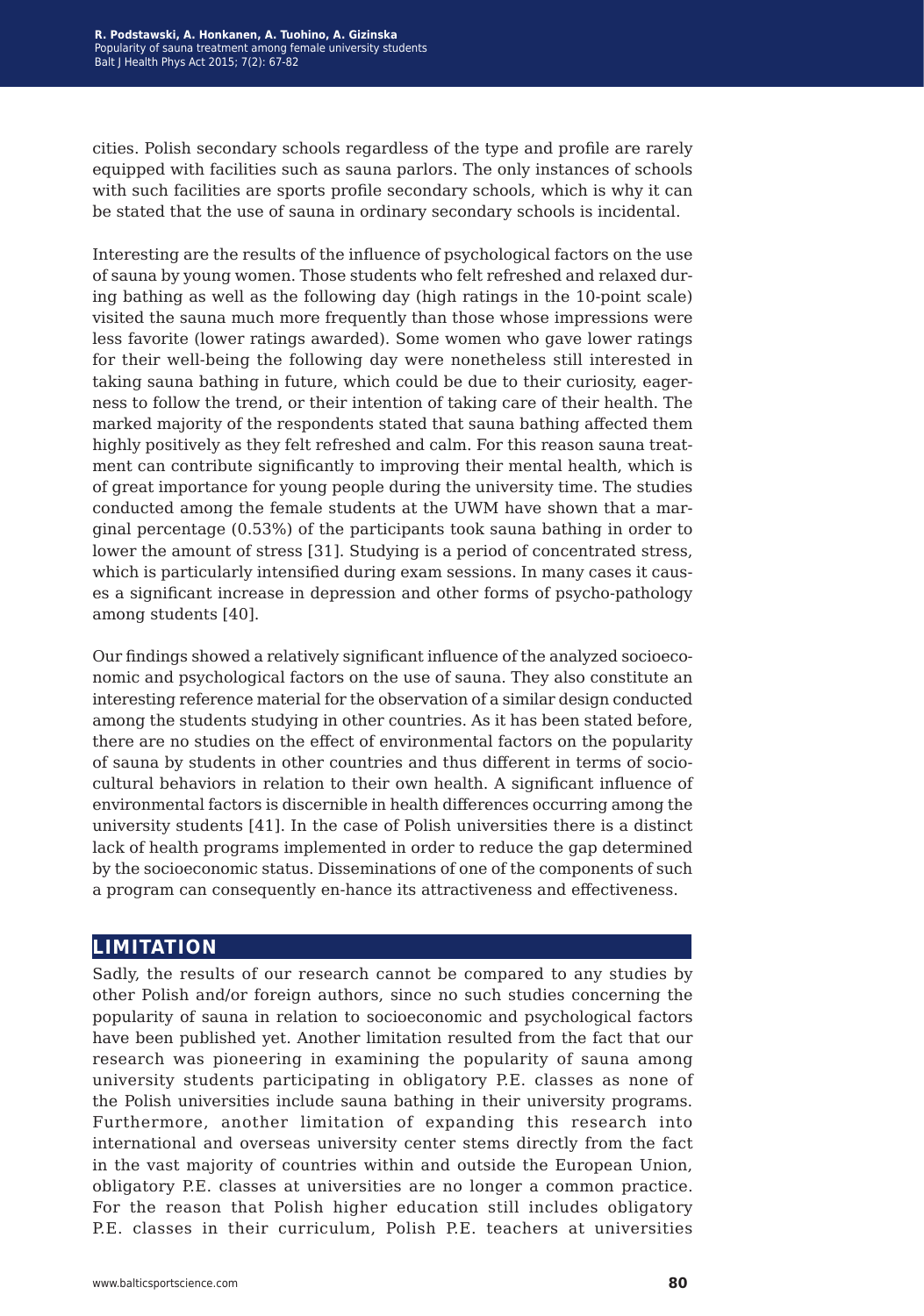cities. Polish secondary schools regardless of the type and profile are rarely equipped with facilities such as sauna parlors. The only instances of schools with such facilities are sports profile secondary schools, which is why it can be stated that the use of sauna in ordinary secondary schools is incidental.

Interesting are the results of the influence of psychological factors on the use of sauna by young women. Those students who felt refreshed and relaxed during bathing as well as the following day (high ratings in the 10-point scale) visited the sauna much more frequently than those whose impressions were less favorite (lower ratings awarded). Some women who gave lower ratings for their well-being the following day were nonetheless still interested in taking sauna bathing in future, which could be due to their curiosity, eagerness to follow the trend, or their intention of taking care of their health. The marked majority of the respondents stated that sauna bathing affected them highly positively as they felt refreshed and calm. For this reason sauna treatment can contribute significantly to improving their mental health, which is of great importance for young people during the university time. The studies conducted among the female students at the UWM have shown that a marginal percentage (0.53%) of the participants took sauna bathing in order to lower the amount of stress [31]. Studying is a period of concentrated stress, which is particularly intensified during exam sessions. In many cases it causes a significant increase in depression and other forms of psycho-pathology among students [40].

Our findings showed a relatively significant influence of the analyzed socioeconomic and psychological factors on the use of sauna. They also constitute an interesting reference material for the observation of a similar design conducted among the students studying in other countries. As it has been stated before, there are no studies on the effect of environmental factors on the popularity of sauna by students in other countries and thus different in terms of sociocultural behaviors in relation to their own health. A significant influence of environmental factors is discernible in health differences occurring among the university students [41]. In the case of Polish universities there is a distinct lack of health programs implemented in order to reduce the gap determined by the socioeconomic status. Disseminations of one of the components of such a program can consequently en-hance its attractiveness and effectiveness.

## LIMITATION

Sadly, the results of our research cannot be compared to any studies by other Polish and/or foreign authors, since no such studies concerning the popularity of sauna in relation to socioeconomic and psychological factors have been published yet. Another limitation resulted from the fact that our research was pioneering in examining the popularity of sauna among university students participating in obligatory P.E. classes as none of the Polish universities include sauna bathing in their university programs. Furthermore, another limitation of expanding this research into international and overseas university center stems directly from the fact in the vast majority of countries within and outside the European Union, obligatory P.E. classes at universities are no longer a common practice. For the reason that Polish higher education still includes obligatory P.E. classes in their curriculum, Polish P.E. teachers at universities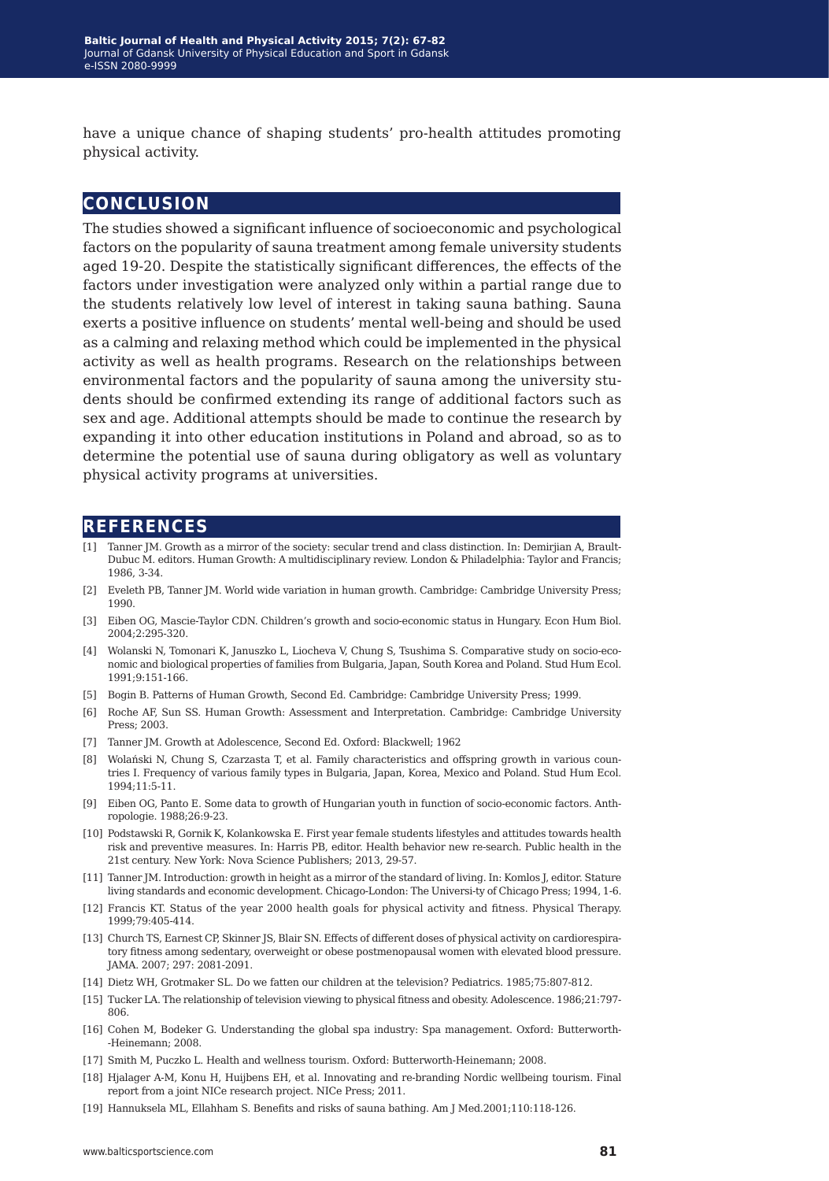have a unique chance of shaping students' pro-health attitudes promoting physical activity.

## CONCLUSION

The studies showed a significant influence of socioeconomic and psychological factors on the popularity of sauna treatment among female university students aged 19-20. Despite the statistically significant differences, the effects of the factors under investigation were analyzed only within a partial range due to the students relatively low level of interest in taking sauna bathing. Sauna exerts a positive influence on students' mental well-being and should be used as a calming and relaxing method which could be implemented in the physical activity as well as health programs. Research on the relationships between environmental factors and the popularity of sauna among the university students should be confirmed extending its range of additional factors such as sex and age. Additional attempts should be made to continue the research by expanding it into other education institutions in Poland and abroad, so as to determine the potential use of sauna during obligatory as well as voluntary physical activity programs at universities.

## REFERENCES

[1] Tanner JM. Growth as a mirror of the society: secular trend and class distinction. In: Demirjian A, Brault-Dubuc M. editors. Human Growth: A multidisciplinary review. London & Philadelphia: Taylor and Francis; 1986, 3-34.

[2] Eveleth PB, Tanner JM. World wide variation in human growth. Cambridge: Cambridge University Press; 1990.

[3] Eiben OG, Mascie-Taylor CDN. Children's growth and socio-economic status in Hungary. Econ Hum Biol. 2004;2:295-320.

[4] Wolanski N, Tomonari K, Januszko L, Liocheva V, Chung S, Tsushima S. Comparative study on socio-economic and biological properties of families from Bulgaria, Japan, South Korea and Poland. Stud Hum Ecol. 1991;9:151-166.

[5] Bogin B. Patterns of Human Growth, Second Ed. Cambridge: Cambridge University Press; 1999.

[6] Roche AF, Sun SS. Human Growth: Assessment and Interpretation. Cambridge: Cambridge University Press; 2003.

[7] Tanner JM. Growth at Adolescence, Second Ed. Oxford: Blackwell; 1962

[8] Wolański N, Chung S, Czarzasta T, et al. Family characteristics and offspring growth in various countries I. Frequency of various family types in Bulgaria, Japan, Korea, Mexico and Poland. Stud Hum Ecol. 1994;11:5-11.

[9] Eiben OG, Panto E. Some data to growth of Hungarian youth in function of socio-economic factors. Anthropologie. 1988;26:9-23.

[10] Podstawski R, Gornik K, Kolankowska E. First year female students lifestyles and attitudes towards health risk and preventive measures. In: Harris PB, editor. Health behavior new re-search. Public health in the 21st century. New York: Nova Science Publishers; 2013, 29-57.

[11] Tanner JM. Introduction: growth in height as a mirror of the standard of living. In: Komlos J, editor. Stature living standards and economic development. Chicago-London: The Universi-ty of Chicago Press; 1994, 1-6.

[12] Francis KT. Status of the year 2000 health goals for physical activity and fitness. Physical Therapy. 1999;79:405-414.

[13] Church TS, Earnest CP, Skinner JS, Blair SN. Effects of different doses of physical activity on cardiorespiratory fitness among sedentary, overweight or obese postmenopausal women with elevated blood pressure. JAMA. 2007; 297: 2081-2091.

[14] Dietz WH, Grotmaker SL. Do we fatten our children at the television? Pediatrics. 1985;75:807-812.

[15] Tucker LA. The relationship of television viewing to physical fitness and obesity. Adolescence. 1986;21:797-806.

[16] Cohen M, Bodeker G. Understanding the global spa industry: Spa management. Oxford: Butterworth--Heinemann; 2008.

[17] Smith M, Puczko L. Health and wellness tourism. Oxford: Butterworth-Heinemann; 2008.

[18] Hjalager A-M, Konu H, Huijbens EH, et al. Innovating and re-branding Nordic wellbeing tourism. Final report from a joint NICe research project. NICe Press; 2011.

[19] Hannuksela ML, Ellahham S. Benefits and risks of sauna bathing. Am J Med.2001;110:118-126.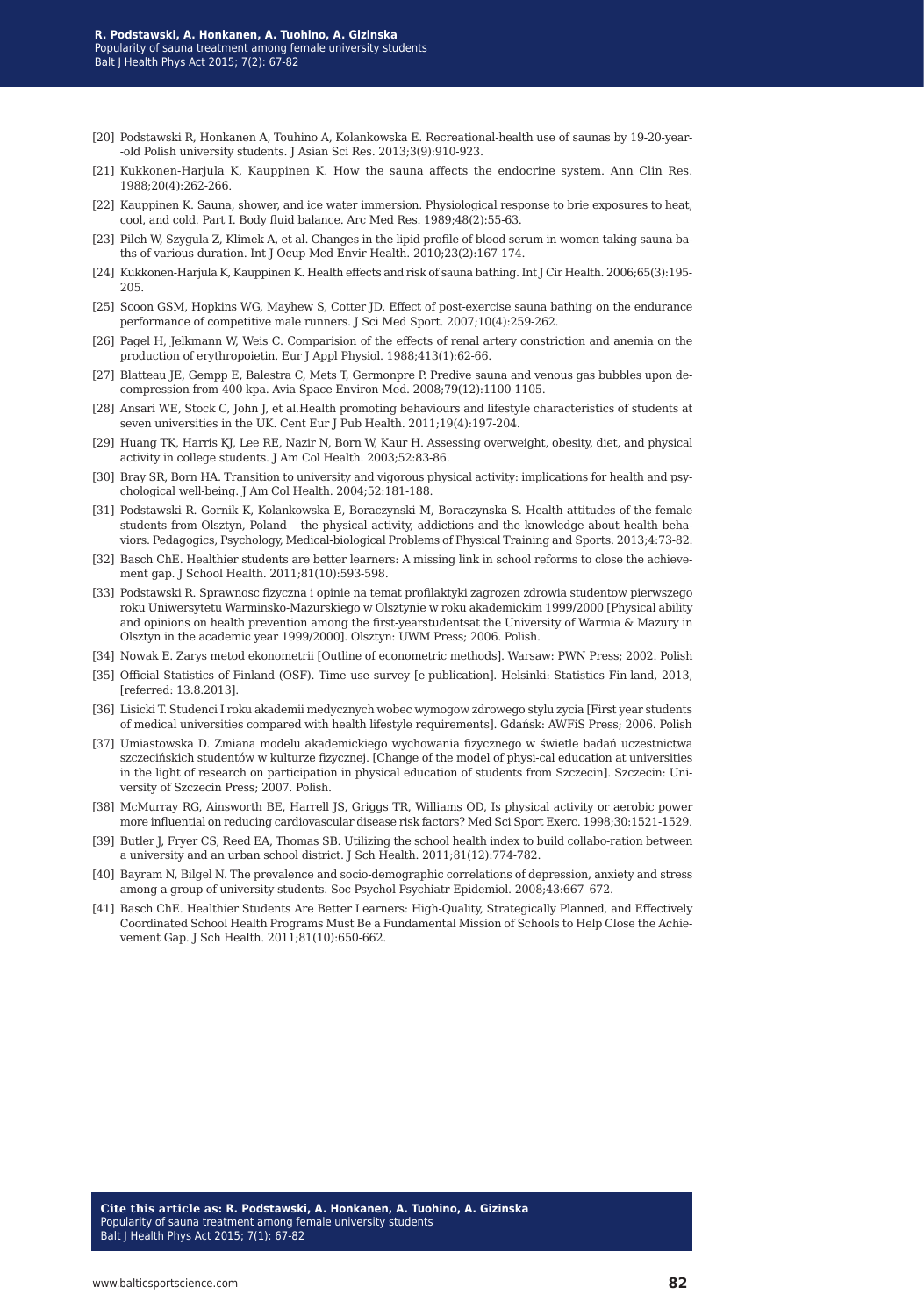[20] Podstawski R, Honkanen A, Touhino A, Kolankowska E. Recreational-health use of saunas by 19-20-year--old Polish university students. J Asian Sci Res. 2013;3(9):910-923.

[21] Kukkonen-Harjula K, Kauppinen K. How the sauna affects the endocrine system. Ann Clin Res. 1988;20(4):262-266.

[22] Kauppinen K. Sauna, shower, and ice water immersion. Physiological response to brie exposures to heat, cool, and cold. Part I. Body fluid balance. Arc Med Res. 1989;48(2):55-63.

[23] Pilch W, Szygula Z, Klimek A, et al. Changes in the lipid profile of blood serum in women taking sauna baths of various duration. Int J Ocup Med Envir Health. 2010;23(2):167-174.

[24] Kukkonen-Harjula K, Kauppinen K. Health effects and risk of sauna bathing. Int J Cir Health. 2006;65(3):195-205.

[25] Scoon GSM, Hopkins WG, Mayhew S, Cotter JD. Effect of post-exercise sauna bathing on the endurance performance of competitive male runners. J Sci Med Sport. 2007;10(4):259-262.

[26] Pagel H, Jelkmann W, Weis C. Comparision of the effects of renal artery constriction and anemia on the production of erythropoietin. Eur J Appl Physiol. 1988;413(1):62-66.

[27] Blatteau JE, Gempp E, Balestra C, Mets T, Germonpre P. Predive sauna and venous gas bubbles upon decompression from 400 kpa. Avia Space Environ Med. 2008;79(12):1100-1105.

[28] Ansari WE, Stock C, John J, et al.Health promoting behaviours and lifestyle characteristics of students at seven universities in the UK. Cent Eur J Pub Health. 2011;19(4):197-204.

[29] Huang TK, Harris KJ, Lee RE, Nazir N, Born W, Kaur H. Assessing overweight, obesity, diet, and physical activity in college students. J Am Col Health. 2003;52:83-86.

[30] Bray SR, Born HA. Transition to university and vigorous physical activity: implications for health and psychological well-being. J Am Col Health. 2004;52:181-188.

[31] Podstawski R. Gornik K, Kolankowska E, Boraczynski M, Boraczynska S. Health attitudes of the female students from Olsztyn, Poland – the physical activity, addictions and the knowledge about health behaviors. Pedagogics, Psychology, Medical-biological Problems of Physical Training and Sports. 2013;4:73-82.

[32] Basch ChE. Healthier students are better learners: A missing link in school reforms to close the achievement gap. J School Health. 2011;81(10):593-598.

[33] Podstawski R. Sprawnosc fizyczna i opinie na temat profilaktyki zagrozen zdrowia studentow pierwszego roku Uniwersytetu Warminsko-Mazurskiego w Olsztynie w roku akademickim 1999/2000 [Physical ability and opinions on health prevention among the first-yearstudentsat the University of Warmia & Mazury in Olsztyn in the academic year 1999/2000]. Olsztyn: UWM Press; 2006. Polish.

[34] Nowak E. Zarys metod ekonometrii [Outline of econometric methods]. Warsaw: PWN Press; 2002. Polish

[35] Official Statistics of Finland (OSF). Time use survey [e-publication]. Helsinki: Statistics Fin-land, 2013, [referred: 13.8.2013].

[36] Lisicki T. Studenci I roku akademii medycznych wobec wymogow zdrowego stylu zycia [First year students of medical universities compared with health lifestyle requirements]. Gdańsk: AWFiS Press; 2006. Polish

[37] Umiastowska D. Zmiana modelu akademickiego wychowania fizycznego w świetle badań uczestnictwa szczecińskich studentów w kulturze fizycznej. [Change of the model of physi-cal education at universities in the light of research on participation in physical education of students from Szczecin]. Szczecin: University of Szczecin Press; 2007. Polish.

[38] McMurray RG, Ainsworth BE, Harrell JS, Griggs TR, Williams OD, Is physical activity or aerobic power more influential on reducing cardiovascular disease risk factors? Med Sci Sport Exerc. 1998;30:1521-1529.

[39] Butler J, Fryer CS, Reed EA, Thomas SB. Utilizing the school health index to build collabo-ration between a university and an urban school district. J Sch Health. 2011;81(12):774-782.

[40] Bayram N, Bilgel N. The prevalence and socio-demographic correlations of depression, anxiety and stress among a group of university students. Soc Psychol Psychiatr Epidemiol. 2008;43:667–672.

[41] Basch ChE. Healthier Students Are Better Learners: High-Quality, Strategically Planned, and Effectively Coordinated School Health Programs Must Be a Fundamental Mission of Schools to Help Close the Achievement Gap. J Sch Health. 2011;81(10):650-662.

**Cite this article as: R. Podstawski, A. Honkanen, A. Tuohino, A. Gizinska**
Popularity of sauna treatment among female university students
Balt J Health Phys Act 2015; 7(1): 67-82